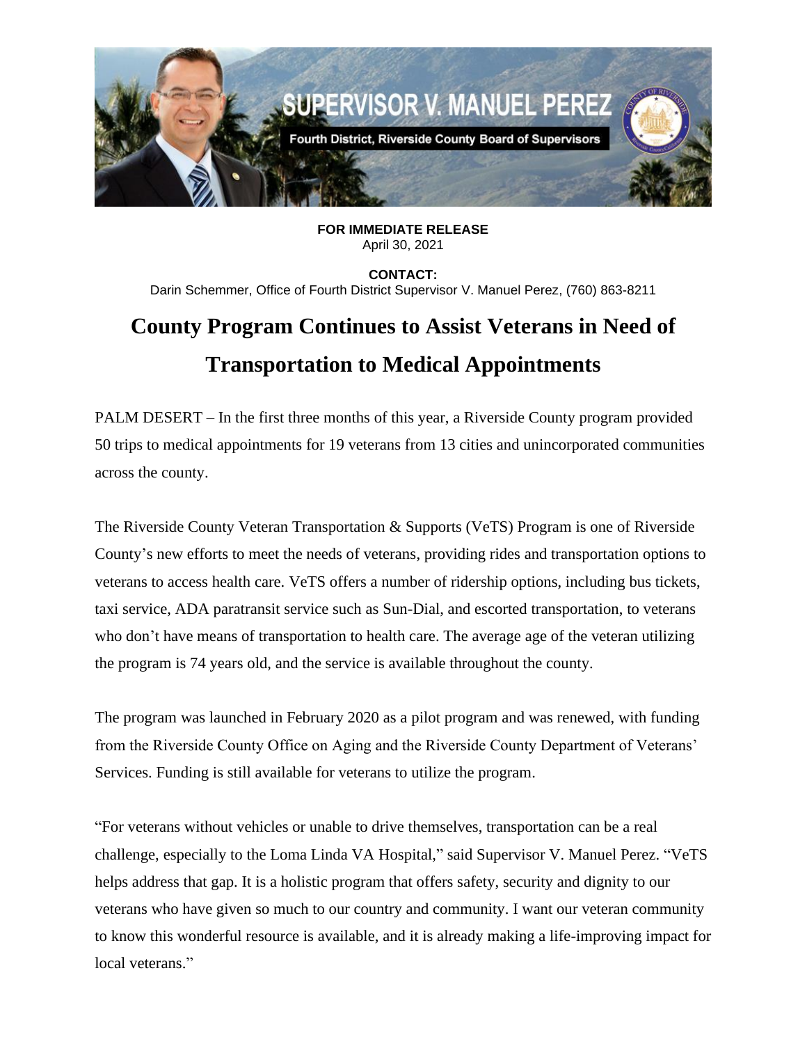SUPERVISOR V. MANUEL PEREZ

Fourth District, Riverside County Board of Supervisors

**FOR IMMEDIATE RELEASE**
April 30, 2021

**CONTACT:**
Darin Schemmer, Office of Fourth District Supervisor V. Manuel Perez, (760) 863-8211

# County Program Continues to Assist Veterans in Need of Transportation to Medical Appointments

PALM DESERT – In the first three months of this year, a Riverside County program provided 50 trips to medical appointments for 19 veterans from 13 cities and unincorporated communities across the county.

The Riverside County Veteran Transportation & Supports (VeTS) Program is one of Riverside County's new efforts to meet the needs of veterans, providing rides and transportation options to veterans to access health care. VeTS offers a number of ridership options, including bus tickets, taxi service, ADA paratransit service such as Sun-Dial, and escorted transportation, to veterans who don't have means of transportation to health care. The average age of the veteran utilizing the program is 74 years old, and the service is available throughout the county.

The program was launched in February 2020 as a pilot program and was renewed, with funding from the Riverside County Office on Aging and the Riverside County Department of Veterans' Services. Funding is still available for veterans to utilize the program.

"For veterans without vehicles or unable to drive themselves, transportation can be a real challenge, especially to the Loma Linda VA Hospital," said Supervisor V. Manuel Perez. "VeTS helps address that gap. It is a holistic program that offers safety, security and dignity to our veterans who have given so much to our country and community. I want our veteran community to know this wonderful resource is available, and it is already making a life-improving impact for local veterans."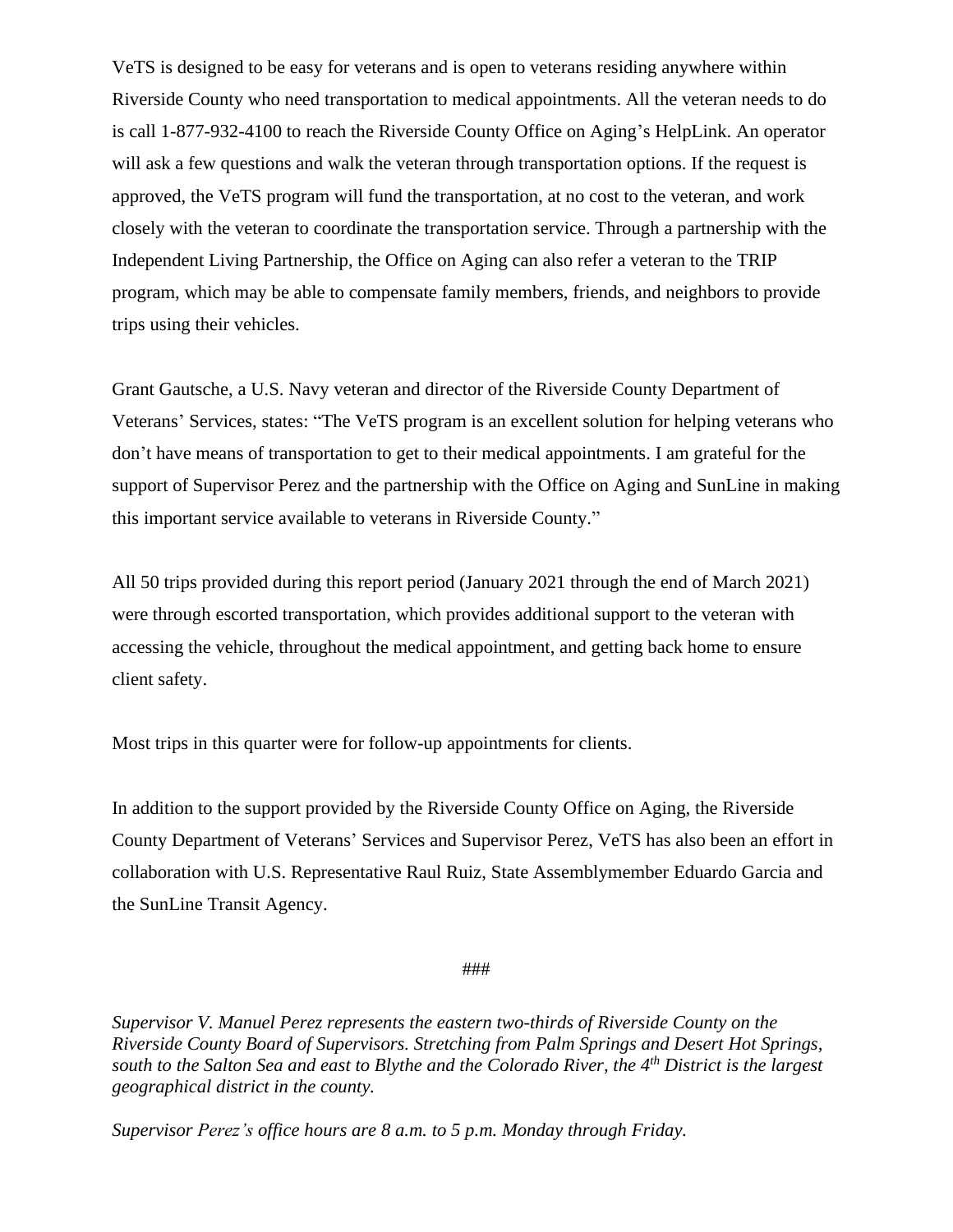VeTS is designed to be easy for veterans and is open to veterans residing anywhere within Riverside County who need transportation to medical appointments. All the veteran needs to do is call 1-877-932-4100 to reach the Riverside County Office on Aging's HelpLink. An operator will ask a few questions and walk the veteran through transportation options. If the request is approved, the VeTS program will fund the transportation, at no cost to the veteran, and work closely with the veteran to coordinate the transportation service. Through a partnership with the Independent Living Partnership, the Office on Aging can also refer a veteran to the TRIP program, which may be able to compensate family members, friends, and neighbors to provide trips using their vehicles.

Grant Gautsche, a U.S. Navy veteran and director of the Riverside County Department of Veterans' Services, states: "The VeTS program is an excellent solution for helping veterans who don't have means of transportation to get to their medical appointments. I am grateful for the support of Supervisor Perez and the partnership with the Office on Aging and SunLine in making this important service available to veterans in Riverside County."

All 50 trips provided during this report period (January 2021 through the end of March 2021) were through escorted transportation, which provides additional support to the veteran with accessing the vehicle, throughout the medical appointment, and getting back home to ensure client safety.

Most trips in this quarter were for follow-up appointments for clients.

In addition to the support provided by the Riverside County Office on Aging, the Riverside County Department of Veterans' Services and Supervisor Perez, VeTS has also been an effort in collaboration with U.S. Representative Raul Ruiz, State Assemblymember Eduardo Garcia and the SunLine Transit Agency.

###

*Supervisor V. Manuel Perez represents the eastern two-thirds of Riverside County on the Riverside County Board of Supervisors. Stretching from Palm Springs and Desert Hot Springs, south to the Salton Sea and east to Blythe and the Colorado River, the 4th District is the largest geographical district in the county.*

*Supervisor Perez's office hours are 8 a.m. to 5 p.m. Monday through Friday.*